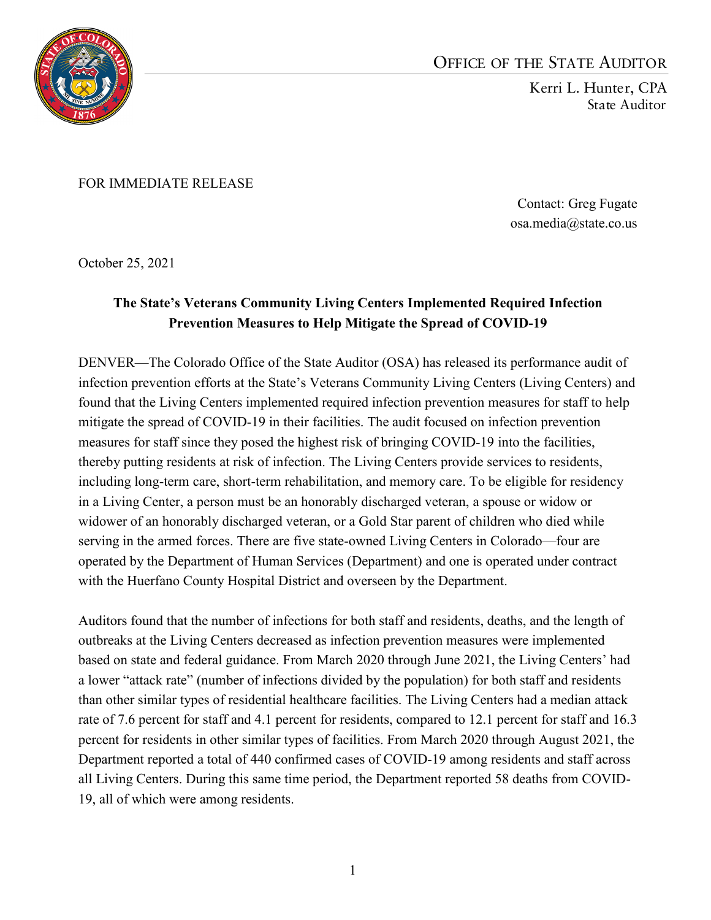OFFICE OF THE STATE AUDITOR

Kerri L. Hunter, CPA
State Auditor

FOR IMMEDIATE RELEASE

Contact: Greg Fugate
osa.media@state.co.us

October 25, 2021

**The State's Veterans Community Living Centers Implemented Required Infection Prevention Measures to Help Mitigate the Spread of COVID-19**

DENVER—The Colorado Office of the State Auditor (OSA) has released its performance audit of infection prevention efforts at the State's Veterans Community Living Centers (Living Centers) and found that the Living Centers implemented required infection prevention measures for staff to help mitigate the spread of COVID-19 in their facilities. The audit focused on infection prevention measures for staff since they posed the highest risk of bringing COVID-19 into the facilities, thereby putting residents at risk of infection. The Living Centers provide services to residents, including long-term care, short-term rehabilitation, and memory care. To be eligible for residency in a Living Center, a person must be an honorably discharged veteran, a spouse or widow or widower of an honorably discharged veteran, or a Gold Star parent of children who died while serving in the armed forces. There are five state-owned Living Centers in Colorado—four are operated by the Department of Human Services (Department) and one is operated under contract with the Huerfano County Hospital District and overseen by the Department.

Auditors found that the number of infections for both staff and residents, deaths, and the length of outbreaks at the Living Centers decreased as infection prevention measures were implemented based on state and federal guidance. From March 2020 through June 2021, the Living Centers' had a lower "attack rate" (number of infections divided by the population) for both staff and residents than other similar types of residential healthcare facilities. The Living Centers had a median attack rate of 7.6 percent for staff and 4.1 percent for residents, compared to 12.1 percent for staff and 16.3 percent for residents in other similar types of facilities. From March 2020 through August 2021, the Department reported a total of 440 confirmed cases of COVID-19 among residents and staff across all Living Centers. During this same time period, the Department reported 58 deaths from COVID-19, all of which were among residents.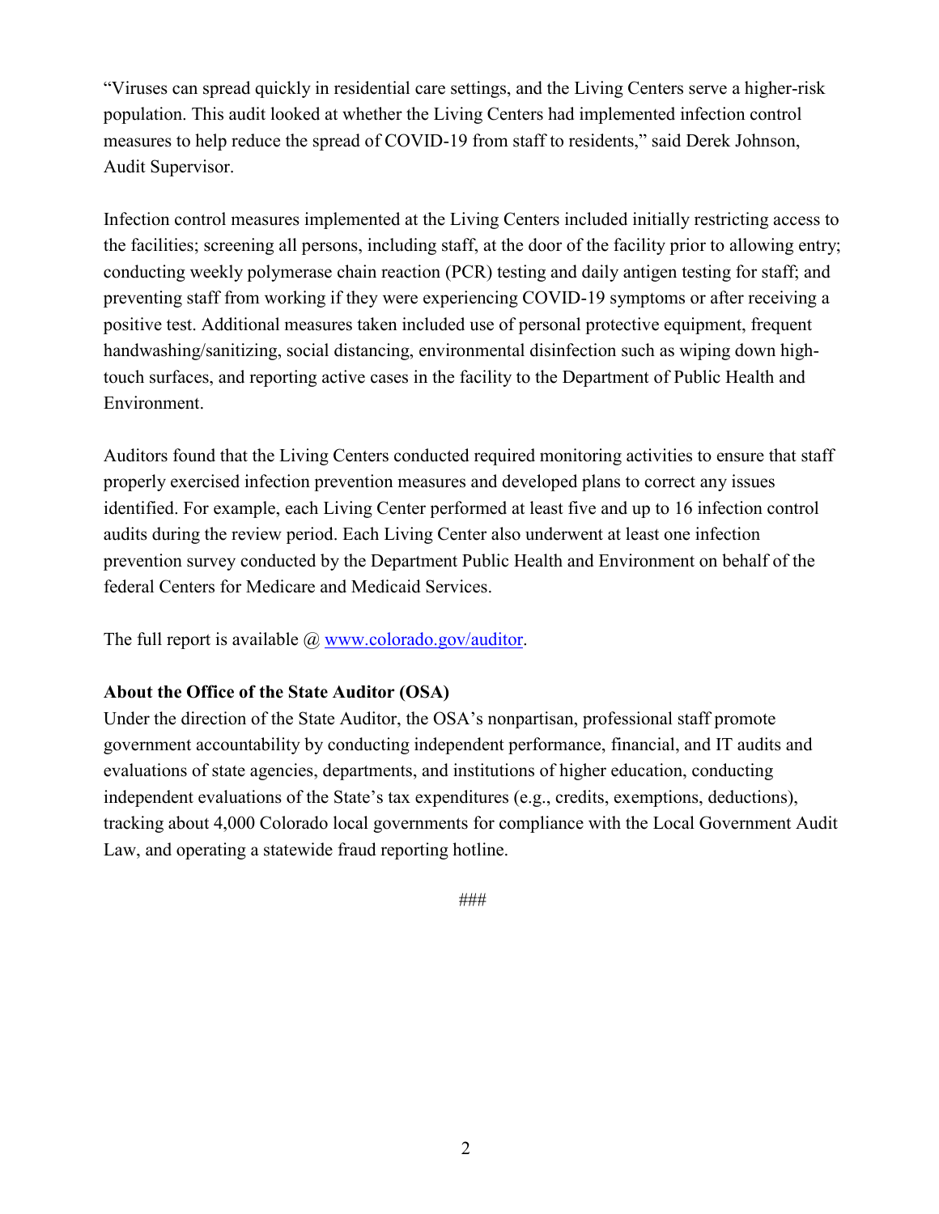"Viruses can spread quickly in residential care settings, and the Living Centers serve a higher-risk population. This audit looked at whether the Living Centers had implemented infection control measures to help reduce the spread of COVID-19 from staff to residents," said Derek Johnson, Audit Supervisor.

Infection control measures implemented at the Living Centers included initially restricting access to the facilities; screening all persons, including staff, at the door of the facility prior to allowing entry; conducting weekly polymerase chain reaction (PCR) testing and daily antigen testing for staff; and preventing staff from working if they were experiencing COVID-19 symptoms or after receiving a positive test. Additional measures taken included use of personal protective equipment, frequent handwashing/sanitizing, social distancing, environmental disinfection such as wiping down high-touch surfaces, and reporting active cases in the facility to the Department of Public Health and Environment.

Auditors found that the Living Centers conducted required monitoring activities to ensure that staff properly exercised infection prevention measures and developed plans to correct any issues identified. For example, each Living Center performed at least five and up to 16 infection control audits during the review period. Each Living Center also underwent at least one infection prevention survey conducted by the Department Public Health and Environment on behalf of the federal Centers for Medicare and Medicaid Services.

The full report is available @ [www.colorado.gov/auditor](http://www.colorado.gov/auditor).

**About the Office of the State Auditor (OSA)**

Under the direction of the State Auditor, the OSA's nonpartisan, professional staff promote government accountability by conducting independent performance, financial, and IT audits and evaluations of state agencies, departments, and institutions of higher education, conducting independent evaluations of the State's tax expenditures (e.g., credits, exemptions, deductions), tracking about 4,000 Colorado local governments for compliance with the Local Government Audit Law, and operating a statewide fraud reporting hotline.

###